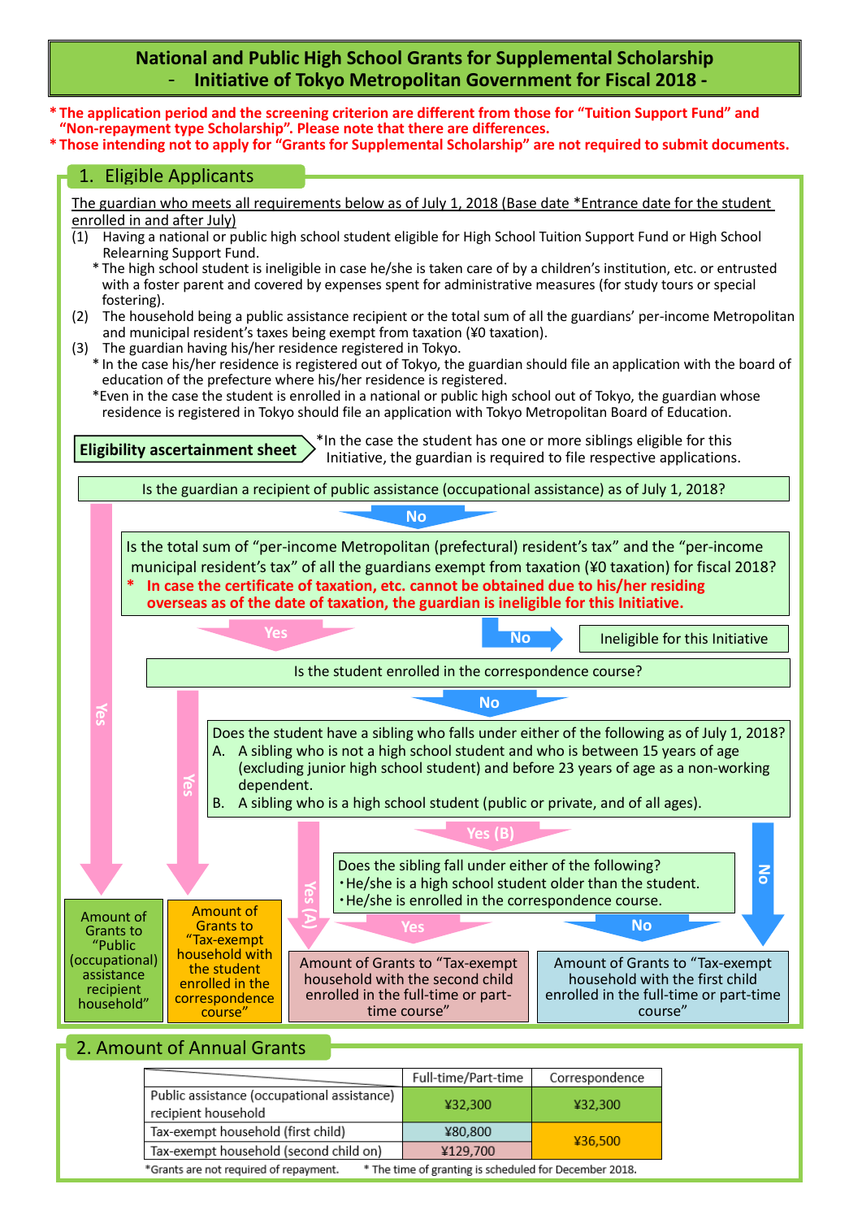# National and Public High School Grants for Supplemental Scholarship - Initiative of Tokyo Metropolitan Government for Fiscal 2018 -

**\* The application period and the screening criterion are different from those for "Tuition Support Fund" and "Non-repayment type Scholarship". Please note that there are differences.**

**\* Those intending not to apply for "Grants for Supplemental Scholarship" are not required to submit documents.**

## 1. Eligible Applicants

The guardian who meets all requirements below as of July 1, 2018 (Base date \*Entrance date for the student enrolled in and after July)

(1) Having a national or public high school student eligible for High School Tuition Support Fund or High School Relearning Support Fund.

\* The high school student is ineligible in case he/she is taken care of by a children's institution, etc. or entrusted with a foster parent and covered by expenses spent for administrative measures (for study tours or special fostering).

(2) The household being a public assistance recipient or the total sum of all the guardians' per-income Metropolitan and municipal resident's taxes being exempt from taxation (¥0 taxation).

(3) The guardian having his/her residence registered in Tokyo.

\* In the case his/her residence is registered out of Tokyo, the guardian should file an application with the board of education of the prefecture where his/her residence is registered.

\*Even in the case the student is enrolled in a national or public high school out of Tokyo, the guardian whose residence is registered in Tokyo should file an application with Tokyo Metropolitan Board of Education.

**Eligibility ascertainment sheet**

\*In the case the student has one or more siblings eligible for this Initiative, the guardian is required to file respective applications.

- Is the guardian a recipient of public assistance (occupational assistance) as of July 1, 2018?
  - **Yes** → Amount of Grants to "Public (occupational) assistance recipient household"
  - **No** → Is the total sum of "per-income Metropolitan (prefectural) resident's tax" and the "per-income municipal resident's tax" of all the guardians exempt from taxation (¥0 taxation) for fiscal 2018?
    **\* In case the certificate of taxation, etc. cannot be obtained due to his/her residing overseas as of the date of taxation, the guardian is ineligible for this Initiative.**
    - **No** → Ineligible for this Initiative
    - **Yes** → Is the student enrolled in the correspondence course?
      - **Yes** → Amount of Grants to "Tax-exempt household with the student enrolled in the correspondence course"
      - **No** → Does the student have a sibling who falls under either of the following as of July 1, 2018?
        A. A sibling who is not a high school student and who is between 15 years of age (excluding junior high school student) and before 23 years of age as a non-working dependent.
        B. A sibling who is a high school student (public or private, and of all ages).
        - **Yes (A)** → Amount of Grants to "Tax-exempt household with the second child enrolled in the full-time or part-time course"
        - **Yes (B)** → Does the sibling fall under either of the following?
          ・He/she is a high school student older than the student.
          ・He/she is enrolled in the correspondence course.
          - **Yes** → Amount of Grants to "Tax-exempt household with the second child enrolled in the full-time or part-time course"
          - **No** → Amount of Grants to "Tax-exempt household with the first child enrolled in the full-time or part-time course"
        - **No** → Amount of Grants to "Tax-exempt household with the first child enrolled in the full-time or part-time course"

## 2. Amount of Annual Grants

| | Full-time/Part-time | Correspondence |
|---|---|---|
| Public assistance (occupational assistance) recipient household | ¥32,300 | ¥32,300 |
| Tax-exempt household (first child) | ¥80,800 | ¥36,500 |
| Tax-exempt household (second child on) | ¥129,700 | |

\*Grants are not required of repayment. \* The time of granting is scheduled for December 2018.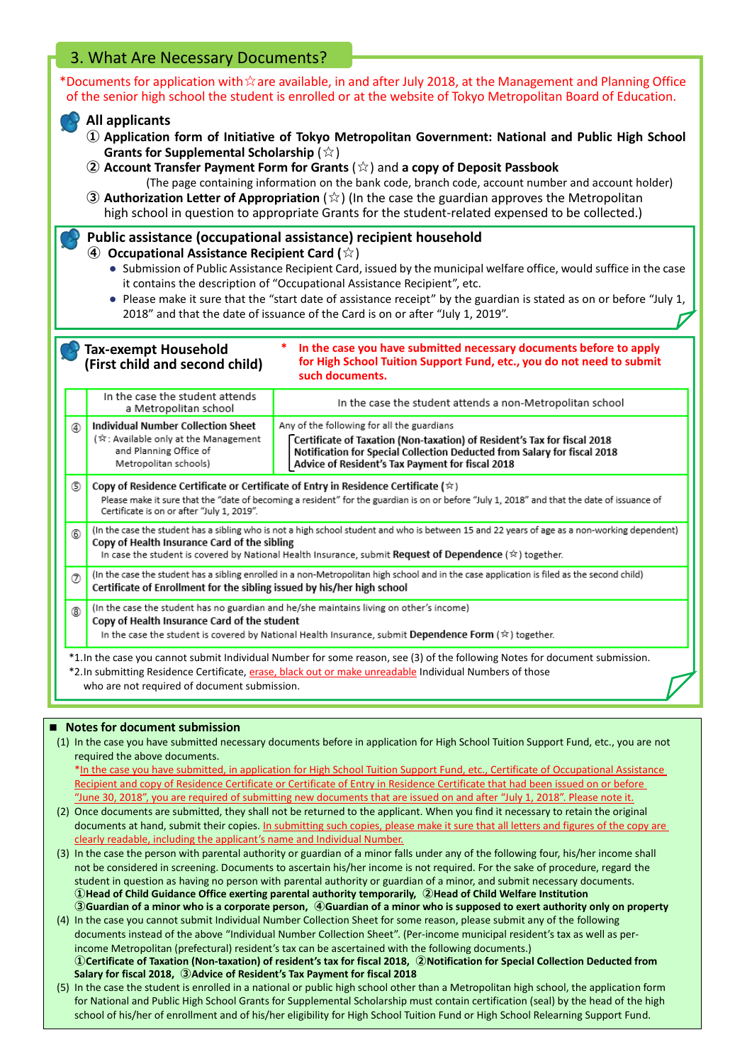## 3. What Are Necessary Documents?

*Documents for application with☆are available, in and after July 2018, at the Management and Planning Office of the senior high school the student is enrolled or at the website of Tokyo Metropolitan Board of Education.

### All applicants

① **Application form of Initiative of Tokyo Metropolitan Government: National and Public High School Grants for Supplemental Scholarship** (☆)

② **Account Transfer Payment Form for Grants** (☆) and **a copy of Deposit Passbook**
(The page containing information on the bank code, branch code, account number and account holder)

③ **Authorization Letter of Appropriation** (☆) (In the case the guardian approves the Metropolitan high school in question to appropriate Grants for the student-related expensed to be collected.)

### Public assistance (occupational assistance) recipient household

④ **Occupational Assistance Recipient Card** (☆)

- Submission of Public Assistance Recipient Card, issued by the municipal welfare office, would suffice in the case it contains the description of "Occupational Assistance", etc.
- Please make it sure that the "start date of assistance receipt" by the guardian is stated as on or before "July 1, 2018" and that the date of issuance of the Card is on or after "July 1, 2019".

### Tax-exempt Household (First child and second child)

\* **In the case you have submitted necessary documents before to apply for High School Tuition Support Fund, etc., you do not need to submit such documents.**

| | In the case the student attends a Metropolitan school | In the case the student attends a non-Metropolitan school |
|---|---|---|
| ④ | **Individual Number Collection Sheet** (☆: Available only at the Management and Planning Office of Metropolitan schools) | Any of the following for all the guardians<br>**Certificate of Taxation (Non-taxation) of Resident's Tax for fiscal 2018**<br>**Notification for Special Collection Deducted from Salary for fiscal 2018**<br>**Advice of Resident's Tax Payment for fiscal 2018** |
| ⑤ | **Copy of Residence Certificate or Certificate of Entry in Residence Certificate** (☆)<br>Please make it sure that the "date of becoming a resident" for the guardian is on or before "July 1, 2018" and that the date of issuance of Certificate is on or after "July 1, 2019". | |
| ⑥ | (In the case the student has a sibling who is not a high school student and who is between 15 and 22 years of age as a non-working dependent)<br>**Copy of Health Insurance Card of the sibling**<br>In case the student is covered by National Health Insurance, submit **Request of Dependence** (☆) together. | |
| ⑦ | (In the case the student has a sibling enrolled in a non-Metropolitan high school and in the case application is filed as the second child)<br>**Certificate of Enrollment for the sibling issued by his/her high school** | |
| ⑧ | (In the case the student has no guardian and he/she maintains living on other's income)<br>**Copy of Health Insurance Card of the student**<br>In the case the student is covered by National Health Insurance, submit **Dependence Form** (☆) together. | |

*1.In the case you cannot submit Individual Number for some reason, see (3) of the following Notes for document submission.
*2.In submitting Residence Certificate, erase, black out or make unreadable Individual Numbers of those who are not required of document submission.

### ■ Notes for document submission

(1) In the case you have submitted necessary documents before in application for High School Tuition Support Fund, etc., you are not required the above documents.
*In the case you have submitted, in application for High School Tuition Support Fund, etc., Certificate of Occupational Assistance Recipient and copy of Residence Certificate or Certificate of Entry in Residence Certificate that had been issued on or before "June 30, 2018", you are required of submitting new documents that are issued on and after "July 1, 2018". Please note it.

(2) Once documents are submitted, they shall not be returned to the applicant. When you find it necessary to retain the original documents at hand, submit their copies. In submitting such copies, please make it sure that all letters and figures of the copy are clearly readable, including the applicant's name and Individual Number.

(3) In the case the person with parental authority or guardian of a minor falls under any of the following four, his/her income shall not be considered in screening. Documents to ascertain his/her income is not required. For the sake of procedure, regard the student in question as having no person with parental authority or guardian of a minor, and submit necessary documents.
**①Head of Child Guidance Office exerting parental authority temporarily, ②Head of Child Welfare Institution**
**③Guardian of a minor who is a corporate person, ④Guardian of a minor who is supposed to exert authority only on property**

(4) In the case you cannot submit Individual Number Collection Sheet for some reason, please submit any of the following documents instead of the above "Individual Number Collection Sheet". (Per-income municipal resident's tax as well as per-income Metropolitan (prefectural) resident's tax can be ascertained with the following documents.)
**①Certificate of Taxation (Non-taxation) of resident's tax for fiscal 2018, ②Notification for Special Collection Deducted from Salary for fiscal 2018, ③Advice of Resident's Tax Payment for fiscal 2018**

(5) In the case the student is enrolled in a national or public high school other than a Metropolitan high school, the application form for National and Public High School Grants for Supplemental Scholarship must contain certification (seal) by the head of the high school of his/her of enrollment and of his/her eligibility for High School Tuition Fund or High School Relearning Support Fund.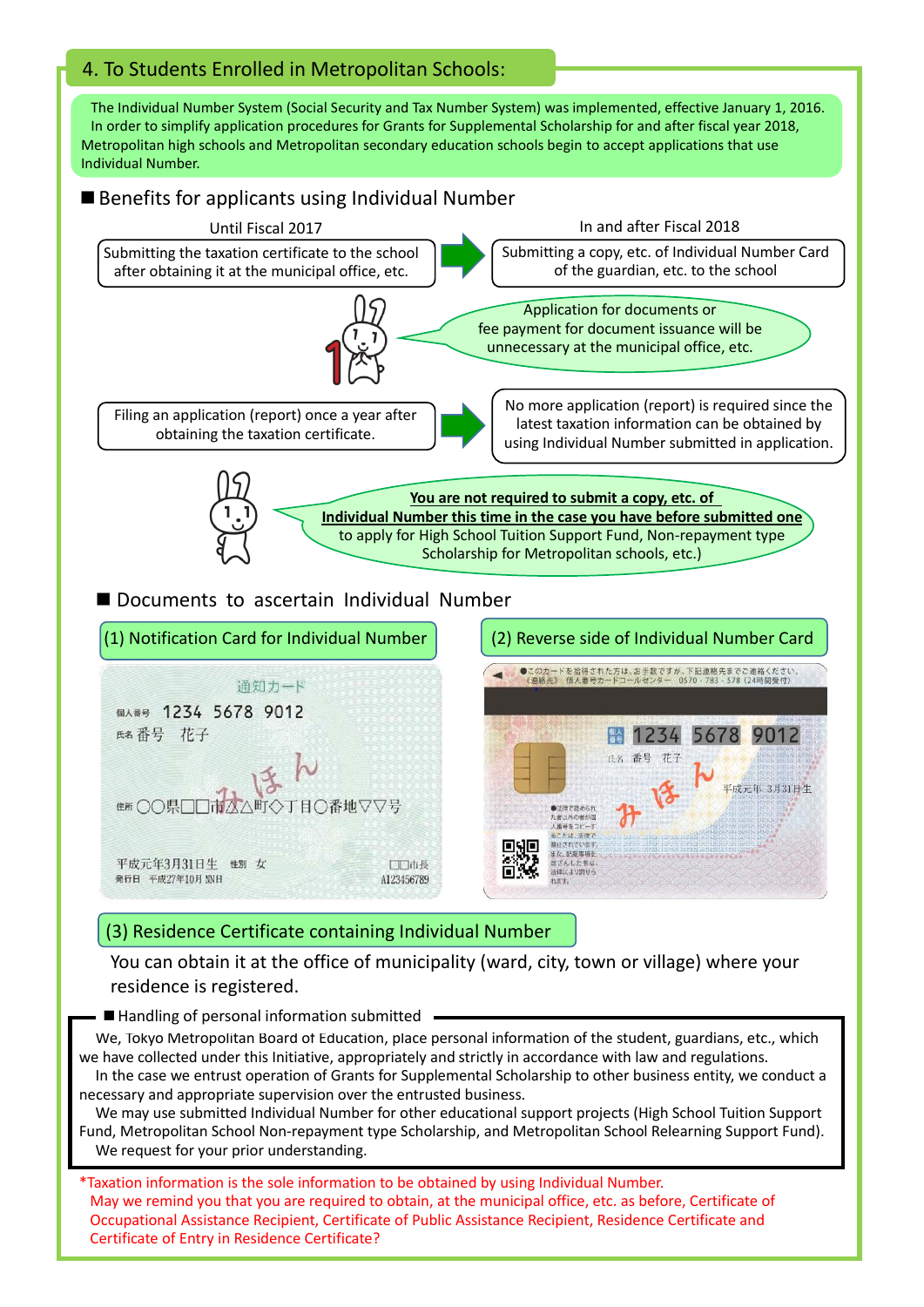## 4. To Students Enrolled in Metropolitan Schools:

The Individual Number System (Social Security and Tax Number System) was implemented, effective January 1, 2016. In order to simplify application procedures for Grants for Supplemental Scholarship for and after fiscal year 2018, Metropolitan high schools and Metropolitan secondary education schools begin to accept applications that use Individual Number.

### ■ Benefits for applicants using Individual Number

| Until Fiscal 2017 | | In and after Fiscal 2018 |
|---|---|---|
| Submitting the taxation certificate to the school after obtaining it at the municipal office, etc. | → | Submitting a copy, etc. of Individual Number Card of the guardian, etc. to the school |
| Filing an application (report) once a year after obtaining the taxation certificate. | → | No more application (report) is required since the latest taxation information can be obtained by using Individual Number submitted in application. |

Application for documents or fee payment for document issuance will be unnecessary at the municipal office, etc.

**You are not required to submit a copy, etc. of Individual Number this time in the case you have before submitted one** to apply for High School Tuition Support Fund, Non-repayment type Scholarship for Metropolitan schools, etc.)

### ■ Documents to ascertain Individual Number

(1) Notification Card for Individual Number

(2) Reverse side of Individual Number Card

(3) Residence Certificate containing Individual Number

You can obtain it at the office of municipality (ward, city, town or village) where your residence is registered.

#### ■ Handling of personal information submitted

We, Tokyo Metropolitan Board of Education, place personal information of the student, guardians, etc., which we have collected under this Initiative, appropriately and strictly in accordance with law and regulations.

In the case we entrust operation of Grants for Supplemental Scholarship to other business entity, we conduct a necessary and appropriate supervision over the entrusted business.

We may use submitted Individual Number for other educational support projects (High School Tuition Support Fund, Metropolitan School Non-repayment type Scholarship, and Metropolitan School Relearning Support Fund).

We request for your prior understanding.

*Taxation information is the sole information to be obtained by using Individual Number. May we remind you that you are required to obtain, at the municipal office, etc. as before, Certificate of Occupational Assistance Recipient, Certificate of Public Assistance Recipient, Residence Certificate and Certificate of Entry in Residence Certificate?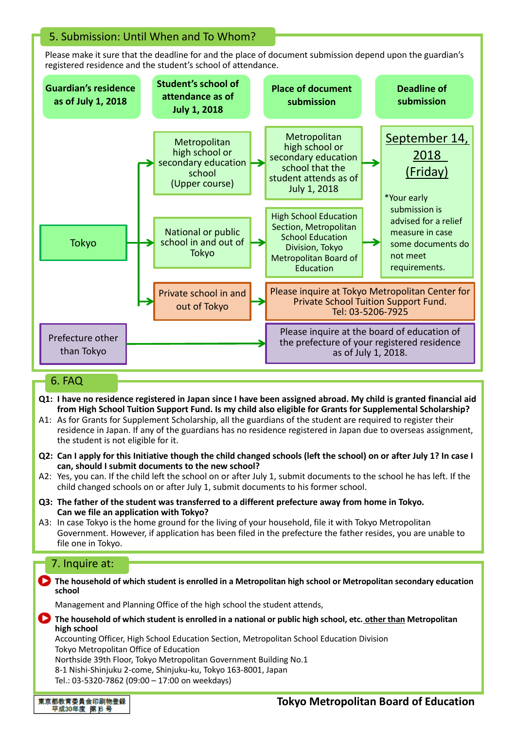## 5. Submission: Until When and To Whom?

Please make it sure that the deadline for and the place of document submission depend upon the guardian's registered residence and the student's school of attendance.

| Guardian's residence as of July 1, 2018 | Student's school of attendance as of July 1, 2018 | Place of document submission | Deadline of submission |
|---|---|---|---|
| Tokyo | Metropolitan high school or secondary education school (Upper course) | Metropolitan high school or secondary education school that the student attends as of July 1, 2018 | September 14, 2018 (Friday) *Your early submission is advised for a relief measure in case some documents do not meet requirements. |
| Tokyo | National or public school in and out of Tokyo | High School Education Section, Metropolitan School Education Division, Tokyo Metropolitan Board of Education | September 14, 2018 (Friday) *Your early submission is advised for a relief measure in case some documents do not meet requirements. |
| Tokyo | Private school in and out of Tokyo | Please inquire at Tokyo Metropolitan Center for Private School Tuition Support Fund. Tel: 03-5206-7925 | |
| Prefecture other than Tokyo | | Please inquire at the board of education of the prefecture of your registered residence as of July 1, 2018. | |

## 6. FAQ

**Q1: I have no residence registered in Japan since I have been assigned abroad. My child is granted financial aid from High School Tuition Support Fund. Is my child also eligible for Grants for Supplemental Scholarship?**

A1: As for Grants for Supplement Scholarship, all the guardians of the student are required to register their residence in Japan. If any of the guardians has no residence registered in Japan due to overseas assignment, the student is not eligible for it.

**Q2: Can I apply for this Initiative though the child changed schools (left the school) on or after July 1? In case I can, should I submit documents to the new school?**

A2: Yes, you can. If the child left the school on or after July 1, submit documents to the school he has left. If the child changed schools on or after July 1, submit documents to his former school.

**Q3: The father of the student was transferred to a different prefecture away from home in Tokyo. Can we file an application with Tokyo?**

A3: In case Tokyo is the home ground for the living of your household, file it with Tokyo Metropolitan Government. However, if application has been filed in the prefecture the father resides, you are unable to file one in Tokyo.

## 7. Inquire at:

**The household of which student is enrolled in a Metropolitan high school or Metropolitan secondary education school**

Management and Planning Office of the high school the student attends,

**The household of which student is enrolled in a national or public high school, etc. other than Metropolitan high school**

Accounting Officer, High School Education Section, Metropolitan School Education Division
Tokyo Metropolitan Office of Education
Northside 39th Floor, Tokyo Metropolitan Government Building No.1
8-1 Nishi-Shinjuku 2-come, Shinjuku-ku, Tokyo 163-8001, Japan
Tel.: 03-5320-7862 (09:00 – 17:00 on weekdays)

東京都教育委員会印刷物登録 平成30年度 第6号

**Tokyo Metropolitan Board of Education**